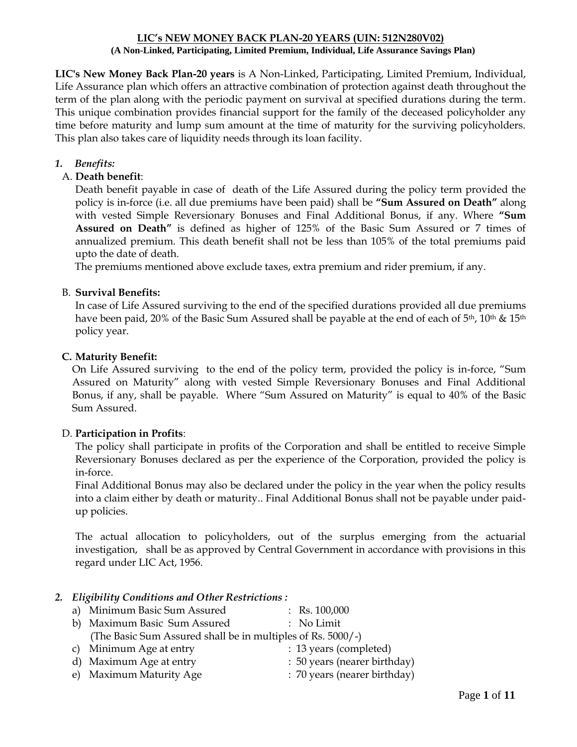# LIC's NEW MONEY BACK PLAN-20 YEARS (UIN: 512N280V02)

**(A Non-Linked, Participating, Limited Premium, Individual, Life Assurance Savings Plan)**

**LIC's New Money Back Plan-20 years** is A Non-Linked, Participating, Limited Premium, Individual, Life Assurance plan which offers an attractive combination of protection against death throughout the term of the plan along with the periodic payment on survival at specified durations during the term. This unique combination provides financial support for the family of the deceased policyholder any time before maturity and lump sum amount at the time of maturity for the surviving policyholders. This plan also takes care of liquidity needs through its loan facility.

## 1. *Benefits:*

A. **Death benefit**:

Death benefit payable in case of death of the Life Assured during the policy term provided the policy is in-force (i.e. all due premiums have been paid) shall be **"Sum Assured on Death"** along with vested Simple Reversionary Bonuses and Final Additional Bonus, if any. Where **"Sum Assured on Death"** is defined as higher of 125% of the Basic Sum Assured or 7 times of annualized premium. This death benefit shall not be less than 105% of the total premiums paid upto the date of death.

The premiums mentioned above exclude taxes, extra premium and rider premium, if any.

B. **Survival Benefits:**

In case of Life Assured surviving to the end of the specified durations provided all due premiums have been paid, 20% of the Basic Sum Assured shall be payable at the end of each of 5th, 10th & 15th policy year.

C. **Maturity Benefit:**

On Life Assured surviving to the end of the policy term, provided the policy is in-force, "Sum Assured on Maturity" along with vested Simple Reversionary Bonuses and Final Additional Bonus, if any, shall be payable. Where "Sum Assured on Maturity" is equal to 40% of the Basic Sum Assured.

D. **Participation in Profits**:

The policy shall participate in profits of the Corporation and shall be entitled to receive Simple Reversionary Bonuses declared as per the experience of the Corporation, provided the policy is in-force.

Final Additional Bonus may also be declared under the policy in the year when the policy results into a claim either by death or maturity.. Final Additional Bonus shall not be payable under paid-up policies.

The actual allocation to policyholders, out of the surplus emerging from the actuarial investigation, shall be as approved by Central Government in accordance with provisions in this regard under LIC Act, 1956.

## 2. *Eligibility Conditions and Other Restrictions :*

a) Minimum Basic Sum Assured : Rs. 100,000

b) Maximum Basic Sum Assured : No Limit

(The Basic Sum Assured shall be in multiples of Rs. 5000/-)

c) Minimum Age at entry : 13 years (completed)

d) Maximum Age at entry : 50 years (nearer birthday)

e) Maximum Maturity Age : 70 years (nearer birthday)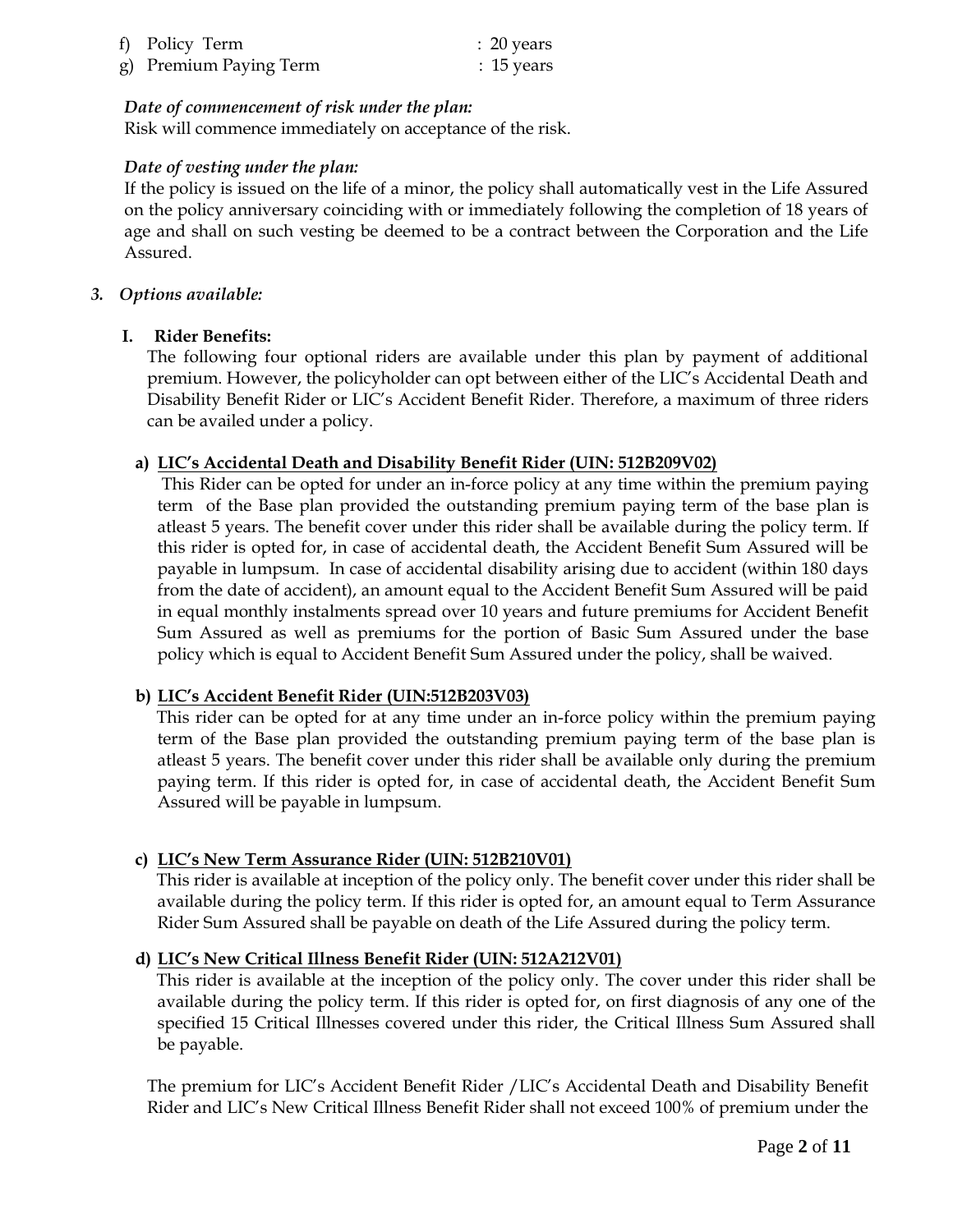f) Policy Term : 20 years

g) Premium Paying Term : 15 years

*Date of commencement of risk under the plan:*

Risk will commence immediately on acceptance of the risk.

*Date of vesting under the plan:*

If the policy is issued on the life of a minor, the policy shall automatically vest in the Life Assured on the policy anniversary coinciding with or immediately following the completion of 18 years of age and shall on such vesting be deemed to be a contract between the Corporation and the Life Assured.

## *3. Options available:*

### I. Rider Benefits:

The following four optional riders are available under this plan by payment of additional premium. However, the policyholder can opt between either of the LIC's Accidental Death and Disability Benefit Rider or LIC's Accident Benefit Rider. Therefore, a maximum of three riders can be availed under a policy.

**a) <u>LIC's Accidental Death and Disability Benefit Rider (UIN: 512B209V02)</u>**

This Rider can be opted for under an in-force policy at any time within the premium paying term of the Base plan provided the outstanding premium paying term of the base plan is atleast 5 years. The benefit cover under this rider shall be available during the policy term. If this rider is opted for, in case of accidental death, the Accident Benefit Sum Assured will be payable in lumpsum. In case of accidental disability arising due to accident (within 180 days from the date of accident), an amount equal to the Accident Benefit Sum Assured will be paid in equal monthly instalments spread over 10 years and future premiums for Accident Benefit Sum Assured as well as premiums for the portion of Basic Sum Assured under the base policy which is equal to Accident Benefit Sum Assured under the policy, shall be waived.

**b) <u>LIC's Accident Benefit Rider (UIN:512B203V03)</u>**

This rider can be opted for at any time under an in-force policy within the premium paying term of the Base plan provided the outstanding premium paying term of the base plan is atleast 5 years. The benefit cover under this rider shall be available only during the premium paying term. If this rider is opted for, in case of accidental death, the Accident Benefit Sum Assured will be payable in lumpsum.

**c) <u>LIC's New Term Assurance Rider (UIN: 512B210V01)</u>**

This rider is available at inception of the policy only. The benefit cover under this rider shall be available during the policy term. If this rider is opted for, an amount equal to Term Assurance Rider Sum Assured shall be payable on death of the Life Assured during the policy term.

**d) <u>LIC's New Critical Illness Benefit Rider (UIN: 512A212V01)</u>**

This rider is available at the inception of the policy only. The cover under this rider shall be available during the policy term. If this rider is opted for, on first diagnosis of any one of the specified 15 Critical Illnesses covered under this rider, the Critical Illness Sum Assured shall be payable.

The premium for LIC's Accident Benefit Rider /LIC's Accidental Death and Disability Benefit Rider and LIC's New Critical Illness Benefit Rider shall not exceed 100% of premium under the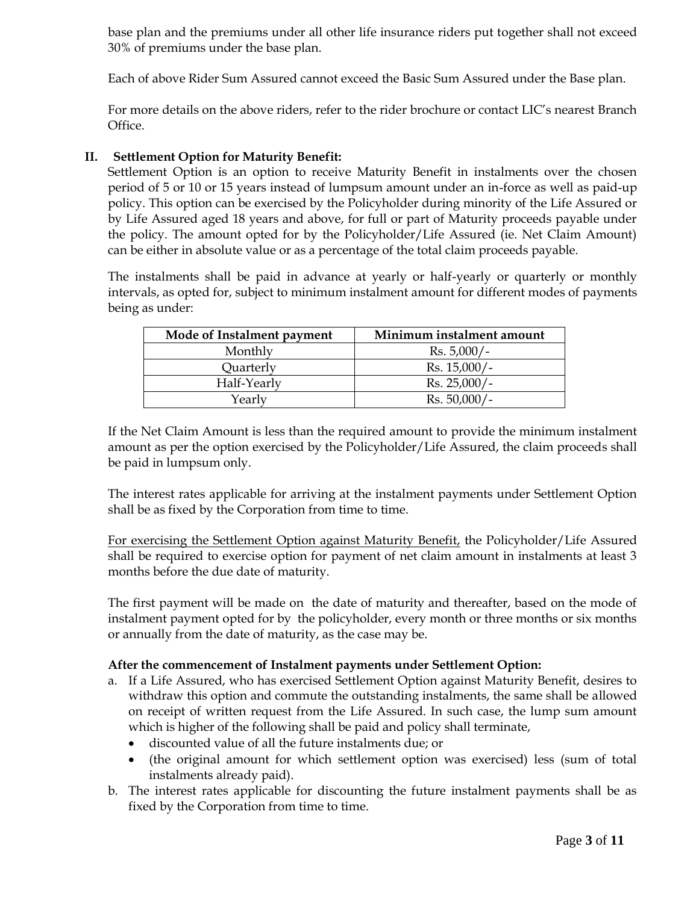base plan and the premiums under all other life insurance riders put together shall not exceed 30% of premiums under the base plan.

Each of above Rider Sum Assured cannot exceed the Basic Sum Assured under the Base plan.

For more details on the above riders, refer to the rider brochure or contact LIC's nearest Branch Office.

**II. Settlement Option for Maturity Benefit:**

Settlement Option is an option to receive Maturity Benefit in instalments over the chosen period of 5 or 10 or 15 years instead of lumpsum amount under an in-force as well as paid-up policy. This option can be exercised by the Policyholder during minority of the Life Assured or by Life Assured aged 18 years and above, for full or part of Maturity proceeds payable under the policy. The amount opted for by the Policyholder/Life Assured (ie. Net Claim Amount) can be either in absolute value or as a percentage of the total claim proceeds payable.

The instalments shall be paid in advance at yearly or half-yearly or quarterly or monthly intervals, as opted for, subject to minimum instalment amount for different modes of payments being as under:

| Mode of Instalment payment | Minimum instalment amount |
| --- | --- |
| Monthly | Rs. 5,000/- |
| Quarterly | Rs. 15,000/- |
| Half-Yearly | Rs. 25,000/- |
| Yearly | Rs. 50,000/- |

If the Net Claim Amount is less than the required amount to provide the minimum instalment amount as per the option exercised by the Policyholder/Life Assured, the claim proceeds shall be paid in lumpsum only.

The interest rates applicable for arriving at the instalment payments under Settlement Option shall be as fixed by the Corporation from time to time.

For exercising the Settlement Option against Maturity Benefit, the Policyholder/Life Assured shall be required to exercise option for payment of net claim amount in instalments at least 3 months before the due date of maturity.

The first payment will be made on the date of maturity and thereafter, based on the mode of instalment payment opted for by the policyholder, every month or three months or six months or annually from the date of maturity, as the case may be.

**After the commencement of Instalment payments under Settlement Option:**

a. If a Life Assured, who has exercised Settlement Option against Maturity Benefit, desires to withdraw this option and commute the outstanding instalments, the same shall be allowed on receipt of written request from the Life Assured. In such case, the lump sum amount which is higher of the following shall be paid and policy shall terminate,
   - discounted value of all the future instalments due; or
   - (the original amount for which settlement option was exercised) less (sum of total instalments already paid).
b. The interest rates applicable for discounting the future instalment payments shall be as fixed by the Corporation from time to time.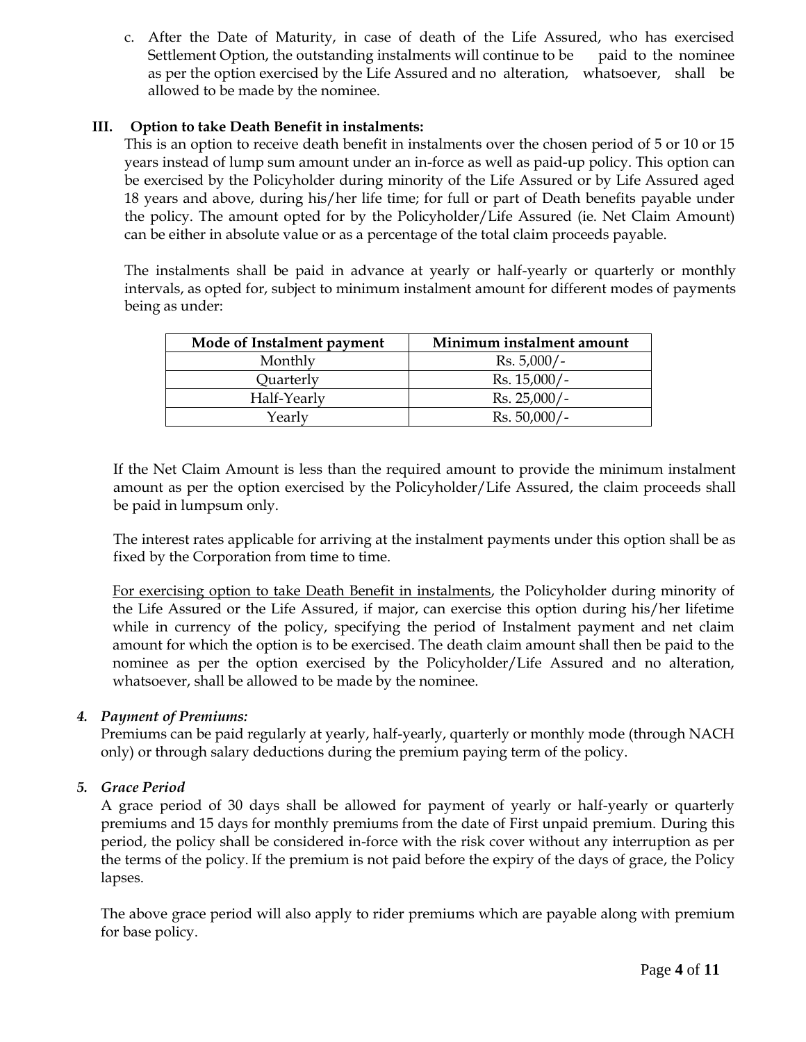c. After the Date of Maturity, in case of death of the Life Assured, who has exercised Settlement Option, the outstanding instalments will continue to be paid to the nominee as per the option exercised by the Life Assured and no alteration, whatsoever, shall be allowed to be made by the nominee.

**III. Option to take Death Benefit in instalments:**

This is an option to receive death benefit in instalments over the chosen period of 5 or 10 or 15 years instead of lump sum amount under an in-force as well as paid-up policy. This option can be exercised by the Policyholder during minority of the Life Assured or by Life Assured aged 18 years and above, during his/her life time; for full or part of Death benefits payable under the policy. The amount opted for by the Policyholder/Life Assured (ie. Net Claim Amount) can be either in absolute value or as a percentage of the total claim proceeds payable.

The instalments shall be paid in advance at yearly or half-yearly or quarterly or monthly intervals, as opted for, subject to minimum instalment amount for different modes of payments being as under:

| Mode of Instalment payment | Minimum instalment amount |
|---|---|
| Monthly | Rs. 5,000/- |
| Quarterly | Rs. 15,000/- |
| Half-Yearly | Rs. 25,000/- |
| Yearly | Rs. 50,000/- |

If the Net Claim Amount is less than the required amount to provide the minimum instalment amount as per the option exercised by the Policyholder/Life Assured, the claim proceeds shall be paid in lumpsum only.

The interest rates applicable for arriving at the instalment payments under this option shall be as fixed by the Corporation from time to time.

For exercising option to take Death Benefit in instalments, the Policyholder during minority of the Life Assured or the Life Assured, if major, can exercise this option during his/her lifetime while in currency of the policy, specifying the period of Instalment payment and net claim amount for which the option is to be exercised. The death claim amount shall then be paid to the nominee as per the option exercised by the Policyholder/Life Assured and no alteration, whatsoever, shall be allowed to be made by the nominee.

***4. Payment of Premiums:***

Premiums can be paid regularly at yearly, half-yearly, quarterly or monthly mode (through NACH only) or through salary deductions during the premium paying term of the policy.

***5. Grace Period***

A grace period of 30 days shall be allowed for payment of yearly or half-yearly or quarterly premiums and 15 days for monthly premiums from the date of First unpaid premium. During this period, the policy shall be considered in-force with the risk cover without any interruption as per the terms of the policy. If the premium is not paid before the expiry of the days of grace, the Policy lapses.

The above grace period will also apply to rider premiums which are payable along with premium for base policy.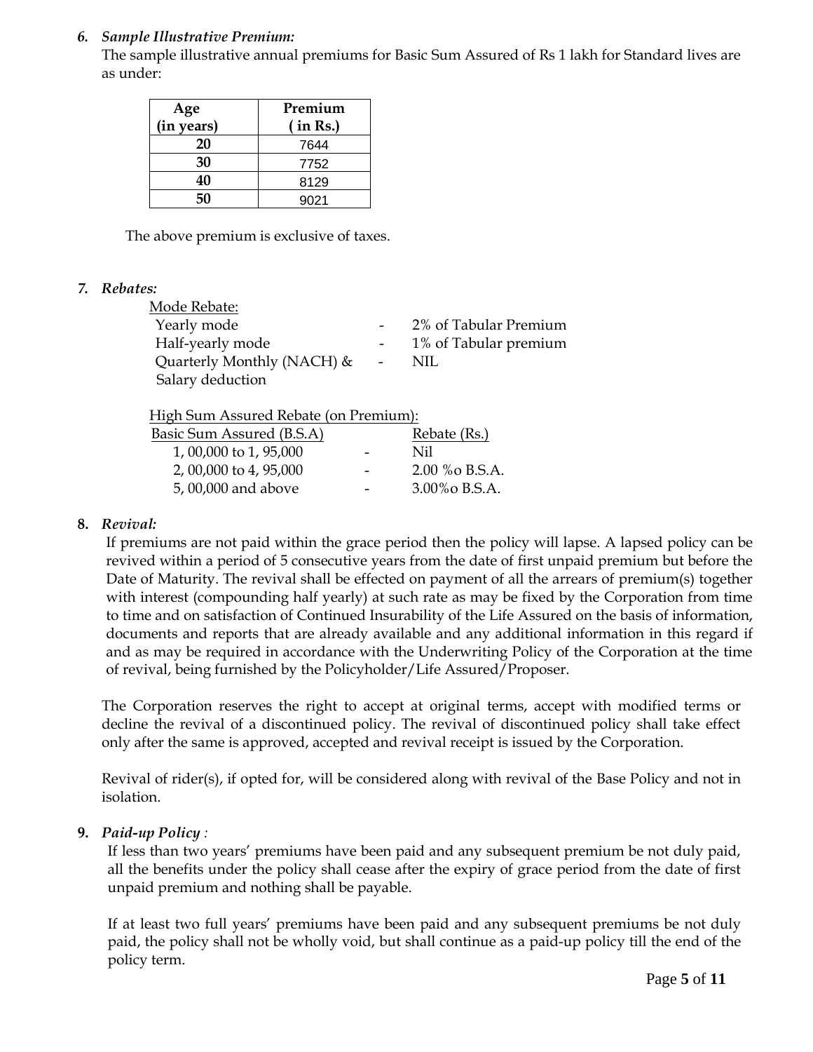6. ***Sample Illustrative Premium:***

The sample illustrative annual premiums for Basic Sum Assured of Rs 1 lakh for Standard lives are as under:

| Age (in years) | Premium ( in Rs.) |
|---|---|
| 20 | 7644 |
| 30 | 7752 |
| 40 | 8129 |
| 50 | 9021 |

The above premium is exclusive of taxes.

7. ***Rebates:***

Mode Rebate:

| | | |
|---|---|---|
| Yearly mode | - | 2% of Tabular Premium |
| Half-yearly mode | - | 1% of Tabular premium |
| Quarterly Monthly (NACH) & Salary deduction | - | NIL |

High Sum Assured Rebate (on Premium):

| Basic Sum Assured (B.S.A) | | Rebate (Rs.) |
|---|---|---|
| 1, 00,000 to 1, 95,000 | - | Nil |
| 2, 00,000 to 4, 95,000 | - | 2.00 %o B.S.A. |
| 5, 00,000 and above | - | 3.00%o B.S.A. |

8. ***Revival:***

If premiums are not paid within the grace period then the policy will lapse. A lapsed policy can be revived within a period of 5 consecutive years from the date of first unpaid premium but before the Date of Maturity. The revival shall be effected on payment of all the arrears of premium(s) together with interest (compounding half yearly) at such rate as may be fixed by the Corporation from time to time and on satisfaction of Continued Insurability of the Life Assured on the basis of information, documents and reports that are already available and any additional information in this regard if and as may be required in accordance with the Underwriting Policy of the Corporation at the time of revival, being furnished by the Policyholder/Life Assured/Proposer.

The Corporation reserves the right to accept at original terms, accept with modified terms or decline the revival of a discontinued policy. The revival of discontinued policy shall take effect only after the same is approved, accepted and revival receipt is issued by the Corporation.

Revival of rider(s), if opted for, will be considered along with revival of the Base Policy and not in isolation.

9. ***Paid-up Policy** :*

If less than two years' premiums have been paid and any subsequent premium be not duly paid, all the benefits under the policy shall cease after the expiry of grace period from the date of first unpaid premium and nothing shall be payable.

If at least two full years' premiums have been paid and any subsequent premiums be not duly paid, the policy shall not be wholly void, but shall continue as a paid-up policy till the end of the policy term.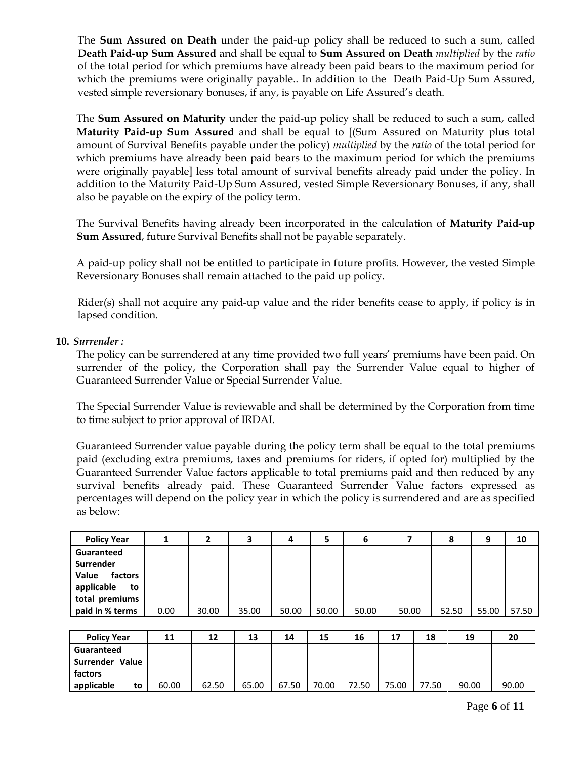The **Sum Assured on Death** under the paid-up policy shall be reduced to such a sum, called **Death Paid-up Sum Assured** and shall be equal to **Sum Assured on Death** *multiplied* by the *ratio* of the total period for which premiums have already been paid bears to the maximum period for which the premiums were originally payable.. In addition to the Death Paid-Up Sum Assured, vested simple reversionary bonuses, if any, is payable on Life Assured's death.

The **Sum Assured on Maturity** under the paid-up policy shall be reduced to such a sum, called **Maturity Paid-up Sum Assured** and shall be equal to [(Sum Assured on Maturity plus total amount of Survival Benefits payable under the policy) *multiplied* by the *ratio* of the total period for which premiums have already been paid bears to the maximum period for which the premiums were originally payable] less total amount of survival benefits already paid under the policy. In addition to the Maturity Paid-Up Sum Assured, vested Simple Reversionary Bonuses, if any, shall also be payable on the expiry of the policy term.

The Survival Benefits having already been incorporated in the calculation of **Maturity Paid-up Sum Assured**, future Survival Benefits shall not be payable separately.

A paid-up policy shall not be entitled to participate in future profits. However, the vested Simple Reversionary Bonuses shall remain attached to the paid up policy.

Rider(s) shall not acquire any paid-up value and the rider benefits cease to apply, if policy is in lapsed condition.

**10.** *Surrender :*

The policy can be surrendered at any time provided two full years' premiums have been paid. On surrender of the policy, the Corporation shall pay the Surrender Value equal to higher of Guaranteed Surrender Value or Special Surrender Value.

The Special Surrender Value is reviewable and shall be determined by the Corporation from time to time subject to prior approval of IRDAI.

Guaranteed Surrender value payable during the policy term shall be equal to the total premiums paid (excluding extra premiums, taxes and premiums for riders, if opted for) multiplied by the Guaranteed Surrender Value factors applicable to total premiums paid and then reduced by any survival benefits already paid. These Guaranteed Surrender Value factors expressed as percentages will depend on the policy year in which the policy is surrendered and are as specified as below:

| Policy Year | 1 | 2 | 3 | 4 | 5 | 6 | 7 | 8 | 9 | 10 |
|---|---|---|---|---|---|---|---|---|---|---|
| Guaranteed Surrender Value factors applicable to total premiums paid in % terms | 0.00 | 30.00 | 35.00 | 50.00 | 50.00 | 50.00 | 50.00 | 52.50 | 55.00 | 57.50 |

| Policy Year | 11 | 12 | 13 | 14 | 15 | 16 | 17 | 18 | 19 | 20 |
|---|---|---|---|---|---|---|---|---|---|---|
| Guaranteed Surrender Value factors applicable to | 60.00 | 62.50 | 65.00 | 67.50 | 70.00 | 72.50 | 75.00 | 77.50 | 90.00 | 90.00 |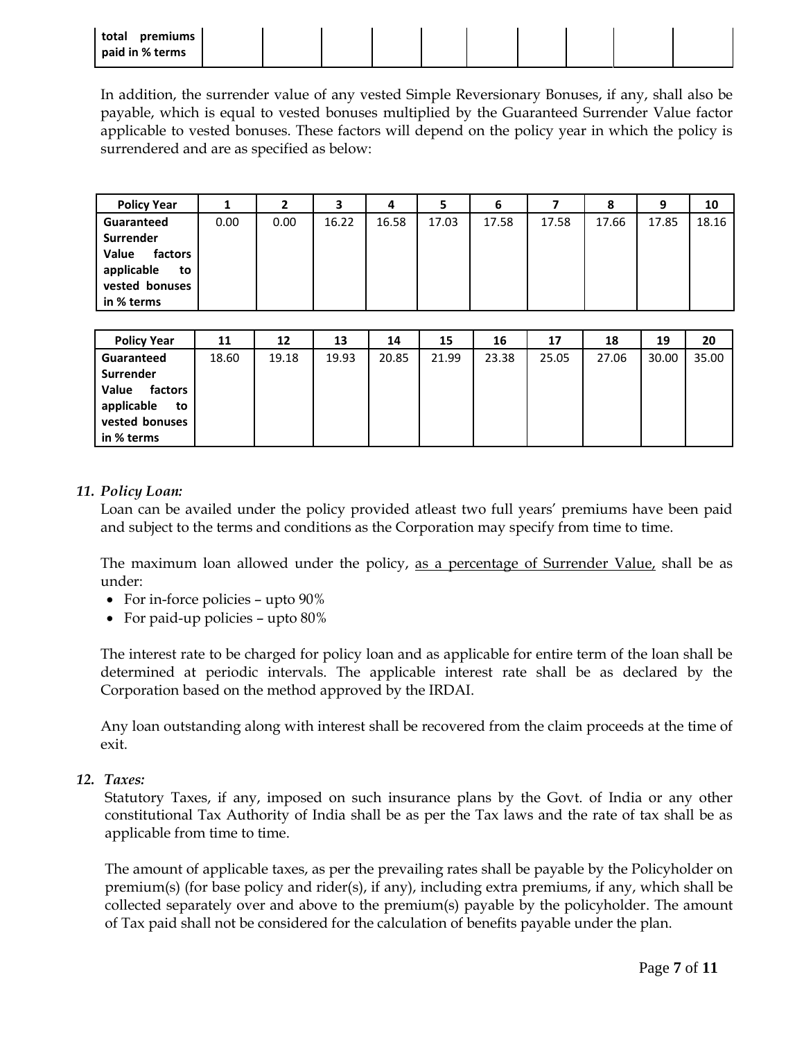| total premiums paid in % terms | | | | | | | | | | |
|---|---|---|---|---|---|---|---|---|---|---|

In addition, the surrender value of any vested Simple Reversionary Bonuses, if any, shall also be payable, which is equal to vested bonuses multiplied by the Guaranteed Surrender Value factor applicable to vested bonuses. These factors will depend on the policy year in which the policy is surrendered and are as specified as below:

| Policy Year | 1 | 2 | 3 | 4 | 5 | 6 | 7 | 8 | 9 | 10 |
|---|---|---|---|---|---|---|---|---|---|---|
| Guaranteed Surrender Value factors applicable to vested bonuses in % terms | 0.00 | 0.00 | 16.22 | 16.58 | 17.03 | 17.58 | 17.58 | 17.66 | 17.85 | 18.16 |

| Policy Year | 11 | 12 | 13 | 14 | 15 | 16 | 17 | 18 | 19 | 20 |
|---|---|---|---|---|---|---|---|---|---|---|
| Guaranteed Surrender Value factors applicable to vested bonuses in % terms | 18.60 | 19.18 | 19.93 | 20.85 | 21.99 | 23.38 | 25.05 | 27.06 | 30.00 | 35.00 |

*11. Policy Loan:*

Loan can be availed under the policy provided atleast two full years' premiums have been paid and subject to the terms and conditions as the Corporation may specify from time to time.

The maximum loan allowed under the policy, as a percentage of Surrender Value, shall be as under:

- For in-force policies – upto 90%
- For paid-up policies – upto 80%

The interest rate to be charged for policy loan and as applicable for entire term of the loan shall be determined at periodic intervals. The applicable interest rate shall be as declared by the Corporation based on the method approved by the IRDAI.

Any loan outstanding along with interest shall be recovered from the claim proceeds at the time of exit.

*12. Taxes:*

Statutory Taxes, if any, imposed on such insurance plans by the Govt. of India or any other constitutional Tax Authority of India shall be as per the Tax laws and the rate of tax shall be as applicable from time to time.

The amount of applicable taxes, as per the prevailing rates shall be payable by the Policyholder on premium(s) (for base policy and rider(s), if any), including extra premiums, if any, which shall be collected separately over and above to the premium(s) payable by the policyholder. The amount of Tax paid shall not be considered for the calculation of benefits payable under the plan.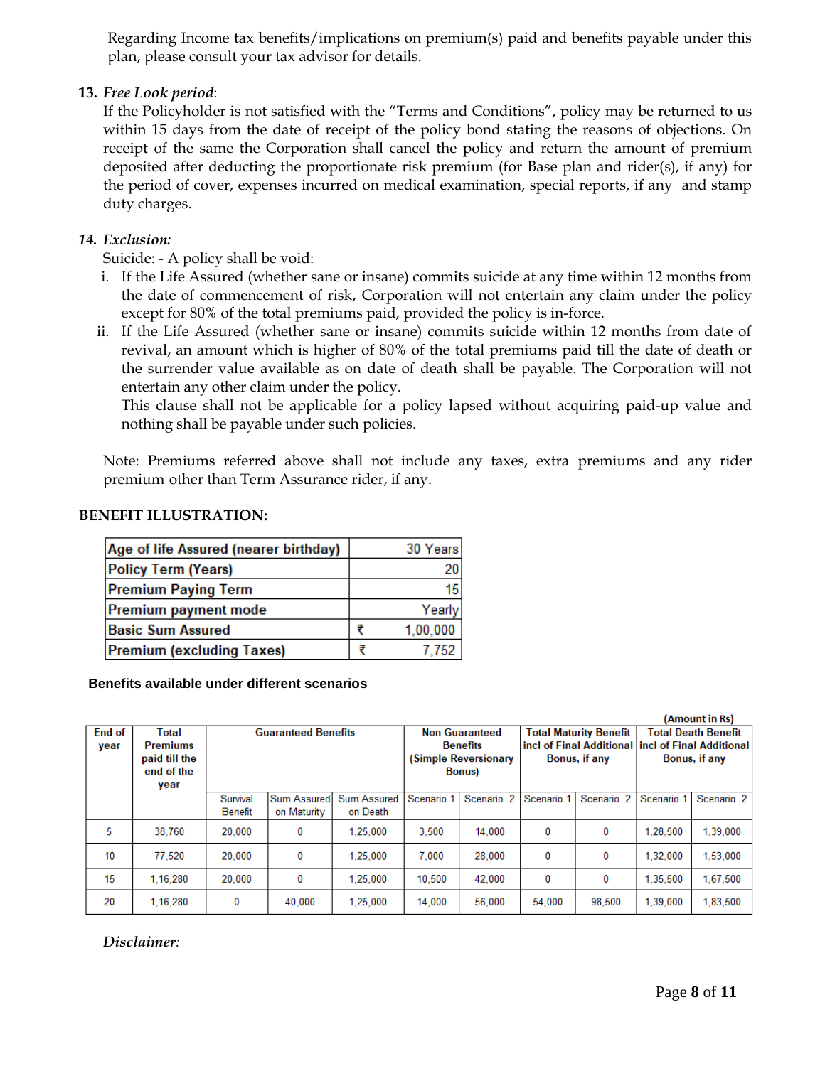Regarding Income tax benefits/implications on premium(s) paid and benefits payable under this plan, please consult your tax advisor for details.

**13.** ***Free Look period***:

If the Policyholder is not satisfied with the "Terms and Conditions", policy may be returned to us within 15 days from the date of receipt of the policy bond stating the reasons of objections. On receipt of the same the Corporation shall cancel the policy and return the amount of premium deposited after deducting the proportionate risk premium (for Base plan and rider(s), if any) for the period of cover, expenses incurred on medical examination, special reports, if any and stamp duty charges.

***14. Exclusion:***

Suicide: - A policy shall be void:

i. If the Life Assured (whether sane or insane) commits suicide at any time within 12 months from the date of commencement of risk, Corporation will not entertain any claim under the policy except for 80% of the total premiums paid, provided the policy is in-force.

ii. If the Life Assured (whether sane or insane) commits suicide within 12 months from date of revival, an amount which is higher of 80% of the total premiums paid till the date of death or the surrender value available as on date of death shall be payable. The Corporation will not entertain any other claim under the policy.

This clause shall not be applicable for a policy lapsed without acquiring paid-up value and nothing shall be payable under such policies.

Note: Premiums referred above shall not include any taxes, extra premiums and any rider premium other than Term Assurance rider, if any.

**BENEFIT ILLUSTRATION:**

| | | |
|---|---|---|
| **Age of life Assured (nearer birthday)** | | 30 Years |
| **Policy Term (Years)** | | 20 |
| **Premium Paying Term** | | 15 |
| **Premium payment mode** | | Yearly |
| **Basic Sum Assured** | ₹ | 1,00,000 |
| **Premium (excluding Taxes)** | ₹ | 7,752 |

**Benefits available under different scenarios**

(Amount in Rs)

| End of year | Total Premiums paid till the end of the year | Guaranteed Benefits | | | Non Guaranteed Benefits (Simple Reversionary Bonus) | | Total Maturity Benefit incl of Final Additional Bonus, if any | | Total Death Benefit incl of Final Additional Bonus, if any | |
|---|---|---|---|---|---|---|---|---|---|---|
| | | Survival Benefit | Sum Assured on Maturity | Sum Assured on Death | Scenario 1 | Scenario 2 | Scenario 1 | Scenario 2 | Scenario 1 | Scenario 2 |
| 5 | 38,760 | 20,000 | 0 | 1,25,000 | 3,500 | 14,000 | 0 | 0 | 1,28,500 | 1,39,000 |
| 10 | 77,520 | 20,000 | 0 | 1,25,000 | 7,000 | 28,000 | 0 | 0 | 1,32,000 | 1,53,000 |
| 15 | 1,16,280 | 20,000 | 0 | 1,25,000 | 10,500 | 42,000 | 0 | 0 | 1,35,500 | 1,67,500 |
| 20 | 1,16,280 | 0 | 40,000 | 1,25,000 | 14,000 | 56,000 | 54,000 | 98,500 | 1,39,000 | 1,83,500 |

*Disclaimer*: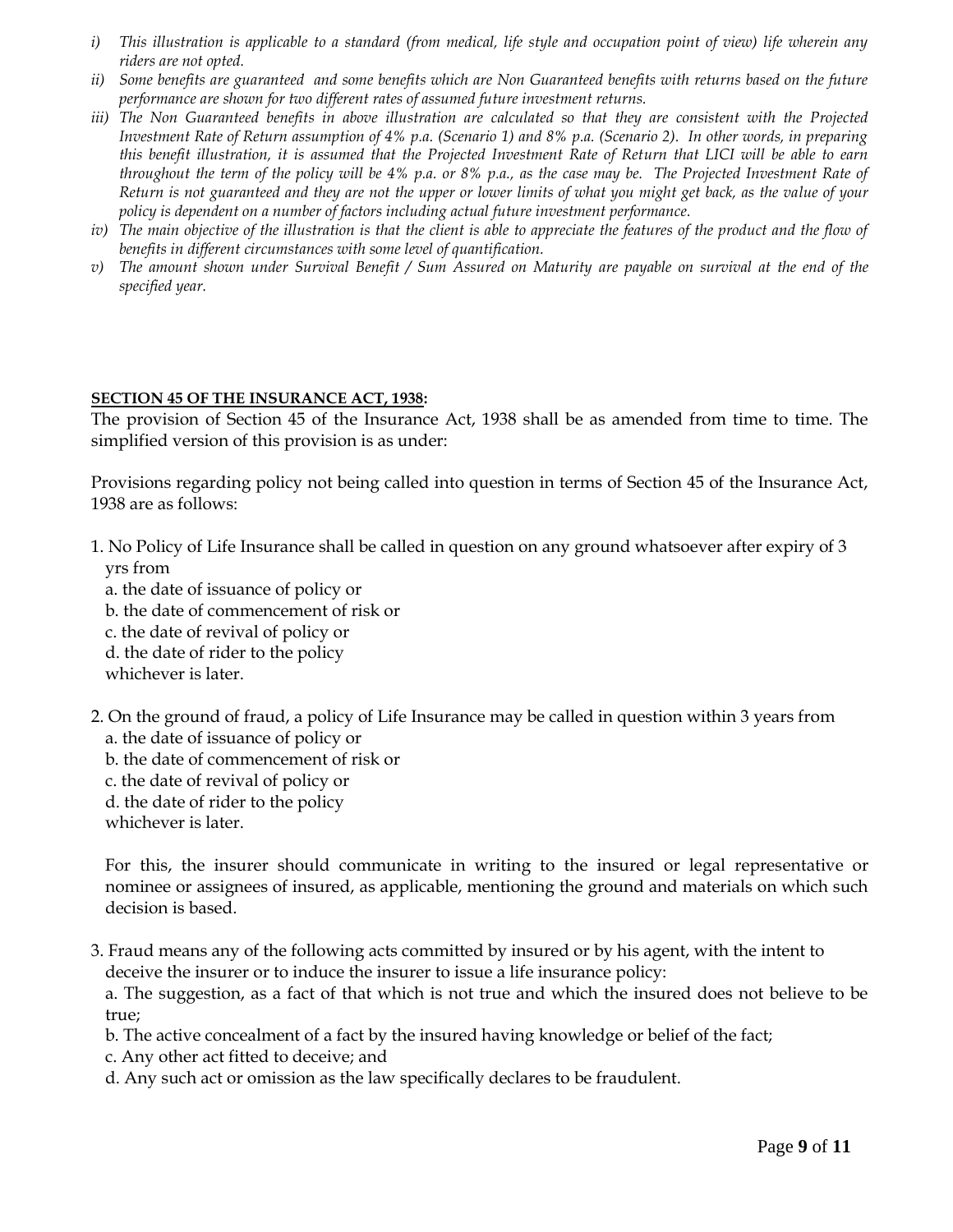*i) This illustration is applicable to a standard (from medical, life style and occupation point of view) life wherein any riders are not opted.*

*ii) Some benefits are guaranteed and some benefits which are Non Guaranteed benefits with returns based on the future performance are shown for two different rates of assumed future investment returns.*

*iii) The Non Guaranteed benefits in above illustration are calculated so that they are consistent with the Projected Investment Rate of Return assumption of 4% p.a. (Scenario 1) and 8% p.a. (Scenario 2). In other words, in preparing this benefit illustration, it is assumed that the Projected Investment Rate of Return that LICI will be able to earn throughout the term of the policy will be 4% p.a. or 8% p.a., as the case may be. The Projected Investment Rate of Return is not guaranteed and they are not the upper or lower limits of what you might get back, as the value of your policy is dependent on a number of factors including actual future investment performance.*

*iv) The main objective of the illustration is that the client is able to appreciate the features of the product and the flow of benefits in different circumstances with some level of quantification.*

*v) The amount shown under Survival Benefit / Sum Assured on Maturity are payable on survival at the end of the specified year.*

**SECTION 45 OF THE INSURANCE ACT, 1938:**

The provision of Section 45 of the Insurance Act, 1938 shall be as amended from time to time. The simplified version of this provision is as under:

Provisions regarding policy not being called into question in terms of Section 45 of the Insurance Act, 1938 are as follows:

1. No Policy of Life Insurance shall be called in question on any ground whatsoever after expiry of 3 yrs from
   a. the date of issuance of policy or
   b. the date of commencement of risk or
   c. the date of revival of policy or
   d. the date of rider to the policy
   whichever is later.

2. On the ground of fraud, a policy of Life Insurance may be called in question within 3 years from
   a. the date of issuance of policy or
   b. the date of commencement of risk or
   c. the date of revival of policy or
   d. the date of rider to the policy
   whichever is later.

   For this, the insurer should communicate in writing to the insured or legal representative or nominee or assignees of insured, as applicable, mentioning the ground and materials on which such decision is based.

3. Fraud means any of the following acts committed by insured or by his agent, with the intent to deceive the insurer or to induce the insurer to issue a life insurance policy:
   a. The suggestion, as a fact of that which is not true and which the insured does not believe to be true;
   b. The active concealment of a fact by the insured having knowledge or belief of the fact;
   c. Any other act fitted to deceive; and
   d. Any such act or omission as the law specifically declares to be fraudulent.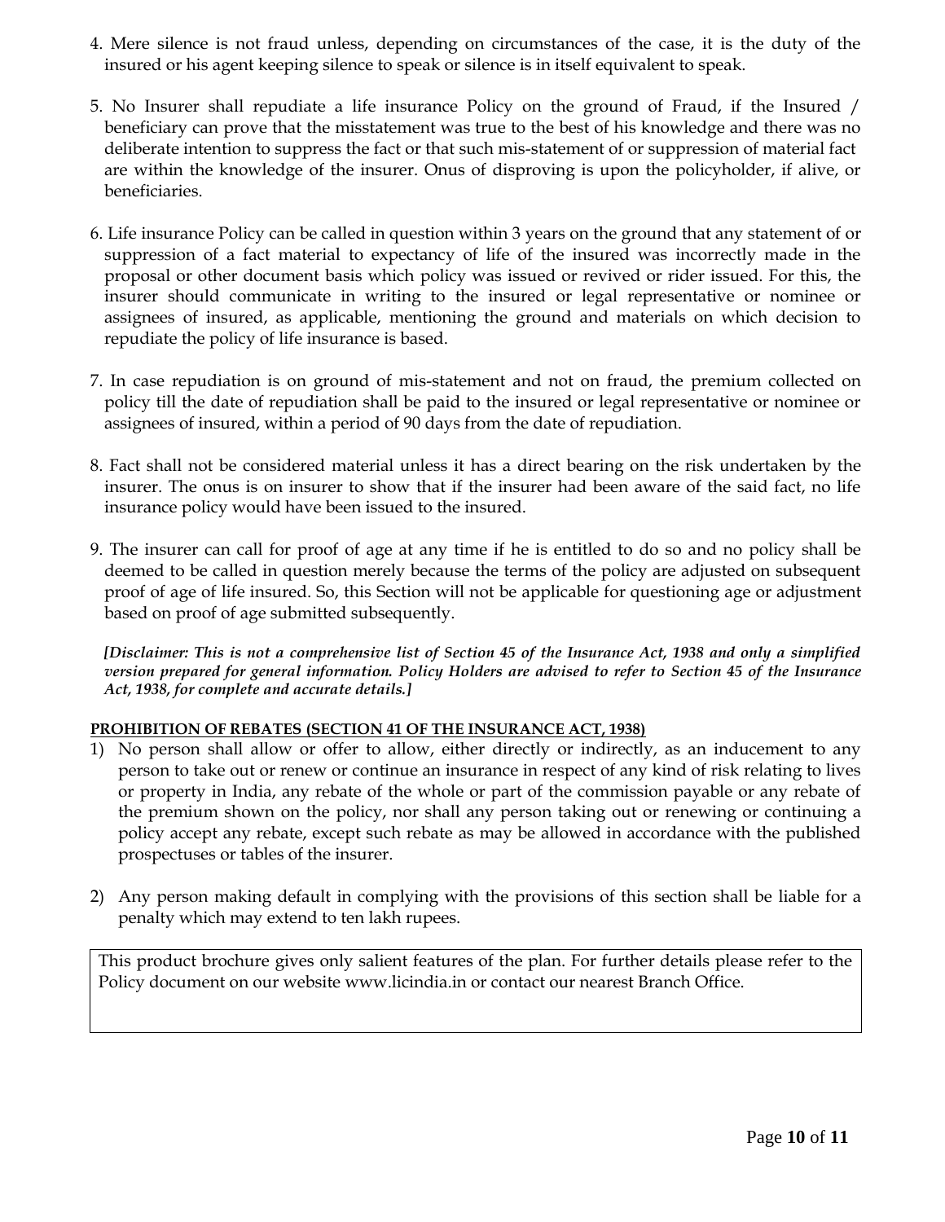4. Mere silence is not fraud unless, depending on circumstances of the case, it is the duty of the insured or his agent keeping silence to speak or silence is in itself equivalent to speak.

5. No Insurer shall repudiate a life insurance Policy on the ground of Fraud, if the Insured / beneficiary can prove that the misstatement was true to the best of his knowledge and there was no deliberate intention to suppress the fact or that such mis-statement of or suppression of material fact are within the knowledge of the insurer. Onus of disproving is upon the policyholder, if alive, or beneficiaries.

6. Life insurance Policy can be called in question within 3 years on the ground that any statement of or suppression of a fact material to expectancy of life of the insured was incorrectly made in the proposal or other document basis which policy was issued or revived or rider issued. For this, the insurer should communicate in writing to the insured or legal representative or nominee or assignees of insured, as applicable, mentioning the ground and materials on which decision to repudiate the policy of life insurance is based.

7. In case repudiation is on ground of mis-statement and not on fraud, the premium collected on policy till the date of repudiation shall be paid to the insured or legal representative or nominee or assignees of insured, within a period of 90 days from the date of repudiation.

8. Fact shall not be considered material unless it has a direct bearing on the risk undertaken by the insurer. The onus is on insurer to show that if the insurer had been aware of the said fact, no life insurance policy would have been issued to the insured.

9. The insurer can call for proof of age at any time if he is entitled to do so and no policy shall be deemed to be called in question merely because the terms of the policy are adjusted on subsequent proof of age of life insured. So, this Section will not be applicable for questioning age or adjustment based on proof of age submitted subsequently.

***[Disclaimer: This is not a comprehensive list of Section 45 of the Insurance Act, 1938 and only a simplified version prepared for general information. Policy Holders are advised to refer to Section 45 of the Insurance Act, 1938, for complete and accurate details.]***

**PROHIBITION OF REBATES (SECTION 41 OF THE INSURANCE ACT, 1938)**

1) No person shall allow or offer to allow, either directly or indirectly, as an inducement to any person to take out or renew or continue an insurance in respect of any kind of risk relating to lives or property in India, any rebate of the whole or part of the commission payable or any rebate of the premium shown on the policy, nor shall any person taking out or renewing or continuing a policy accept any rebate, except such rebate as may be allowed in accordance with the published prospectuses or tables of the insurer.

2) Any person making default in complying with the provisions of this section shall be liable for a penalty which may extend to ten lakh rupees.

This product brochure gives only salient features of the plan. For further details please refer to the Policy document on our website www.licindia.in or contact our nearest Branch Office.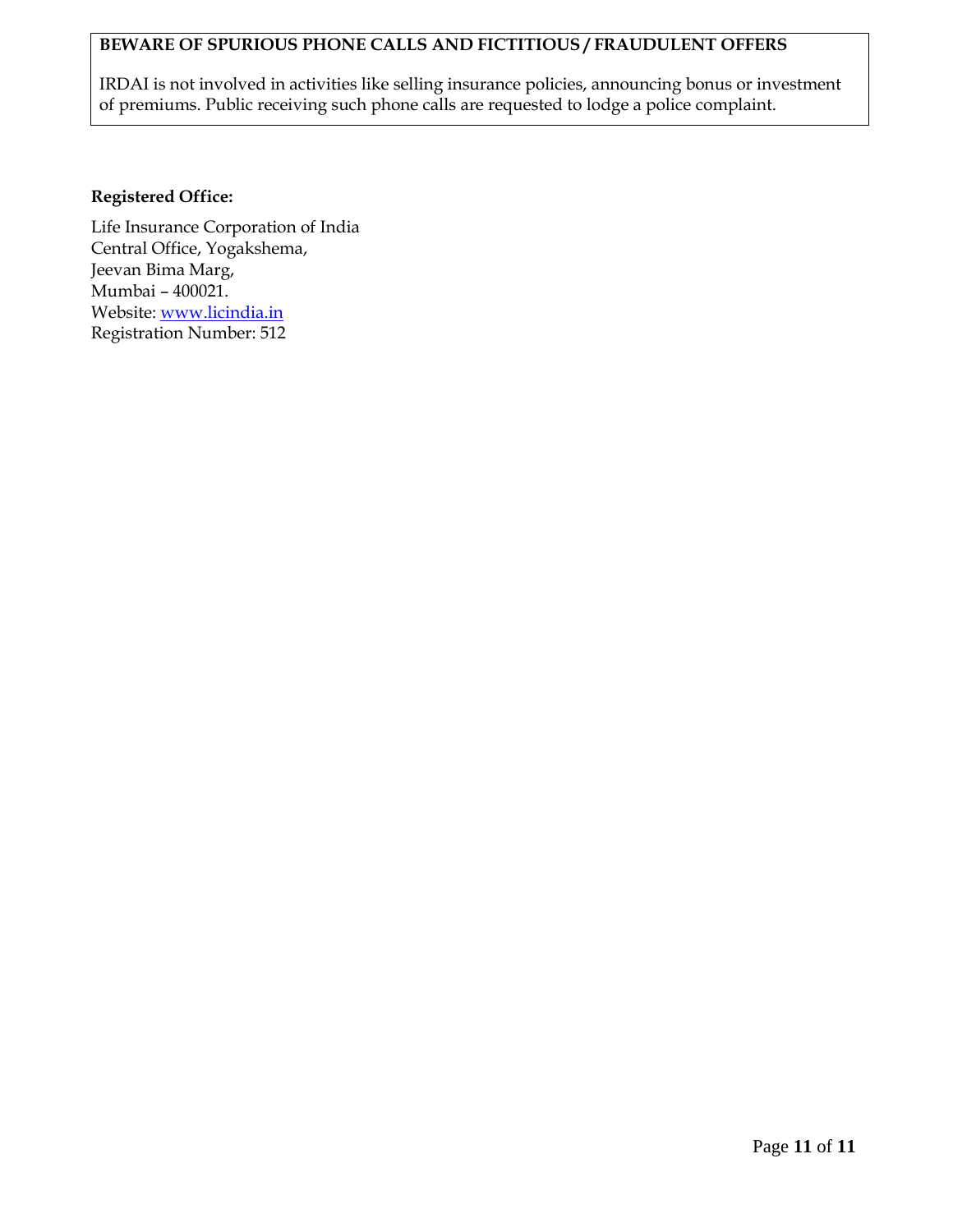**BEWARE OF SPURIOUS PHONE CALLS AND FICTITIOUS / FRAUDULENT OFFERS**

IRDAI is not involved in activities like selling insurance policies, announcing bonus or investment of premiums. Public receiving such phone calls are requested to lodge a police complaint.

**Registered Office:**

Life Insurance Corporation of India
Central Office, Yogakshema,
Jeevan Bima Marg,
Mumbai – 400021.
Website: www.licindia.in
Registration Number: 512